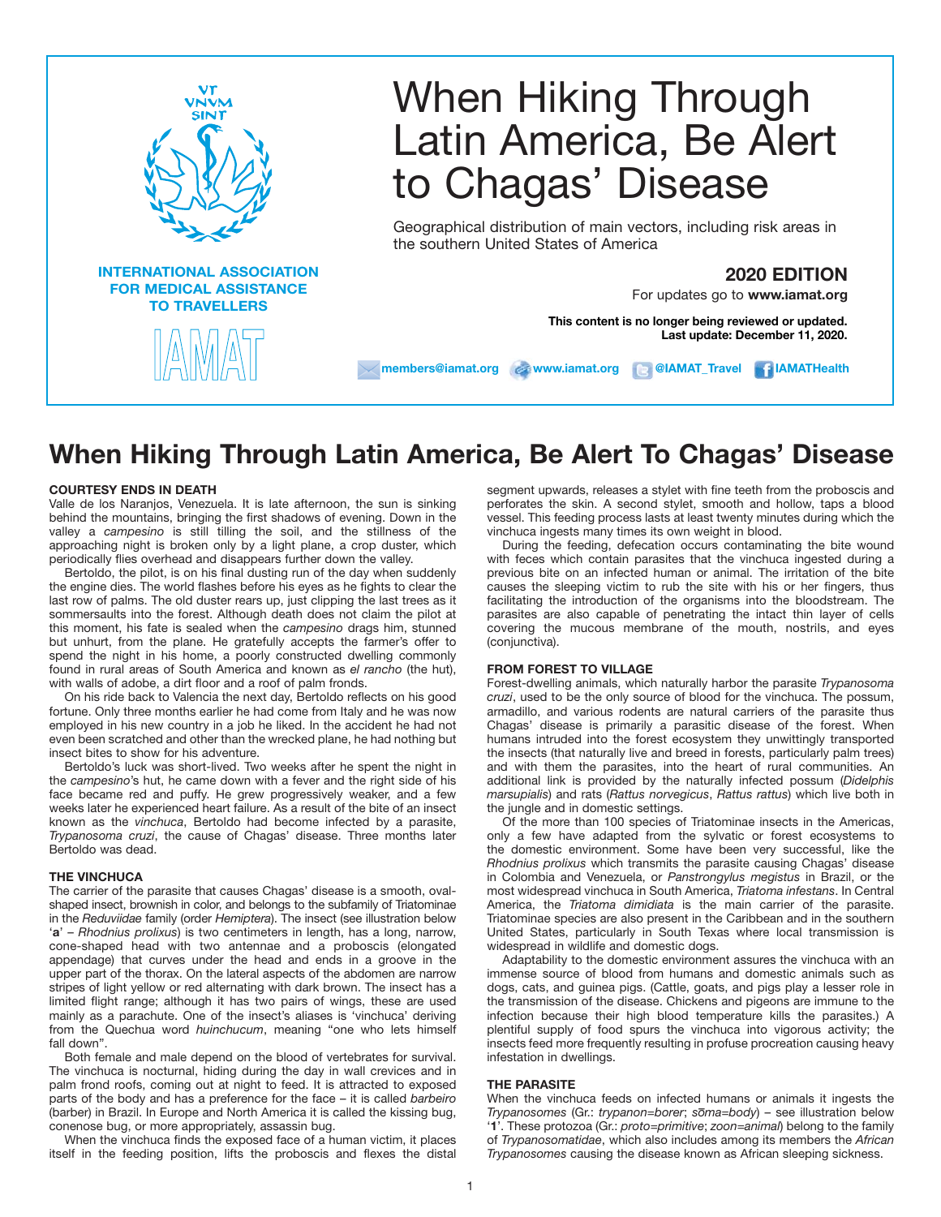VT VNVM SINT

**INTERNATIONAL ASSOCIATION FOR MEDICAL ASSISTANCE TO TRAVELLERS**

IAMAT

# When Hiking Through Latin America, Be Alert to Chagas' Disease

Geographical distribution of main vectors, including risk areas in the southern United States of America

**2020 EDITION**

For updates go to **www.iamat.org**

**This content is no longer being reviewed or updated. Last update: December 11, 2020.**

**members@iamat.org** **www.iamat.org** **@IAMAT_Travel** **IAMATHealth**

# When Hiking Through Latin America, Be Alert To Chagas' Disease

### COURTESY ENDS IN DEATH

Valle de los Naranjos, Venezuela. It is late afternoon, the sun is sinking behind the mountains, bringing the first shadows of evening. Down in the valley a *campesino* is still tilling the soil, and the stillness of the approaching night is broken only by a light plane, a crop duster, which periodically flies overhead and disappears further down the valley.

Bertoldo, the pilot, is on his final dusting run of the day when suddenly the engine dies. The world flashes before his eyes as he fights to clear the last row of palms. The old duster rears up, just clipping the last trees as it sommersaults into the forest. Although death does not claim the pilot at this moment, his fate is sealed when the *campesino* drags him, stunned but unhurt, from the plane. He gratefully accepts the farmer's offer to spend the night in his home, a poorly constructed dwelling commonly found in rural areas of South America and known as *el rancho* (the hut), with walls of adobe, a dirt floor and a roof of palm fronds.

On his ride back to Valencia the next day, Bertoldo reflects on his good fortune. Only three months earlier he had come from Italy and he was now employed in his new country in a job he liked. In the accident he had not even been scratched and other than the wrecked plane, he had nothing but insect bites to show for his adventure.

Bertoldo's luck was short-lived. Two weeks after he spent the night in the *campesino*'s hut, he came down with a fever and the right side of his face became red and puffy. He grew progressively weaker, and a few weeks later he experienced heart failure. As a result of the bite of an insect known as the *vinchuca*, Bertoldo had become infected by a parasite, *Trypanosoma cruzi*, the cause of Chagas' disease. Three months later Bertoldo was dead.

### THE VINCHUCA

The carrier of the parasite that causes Chagas' disease is a smooth, oval-shaped insect, brownish in color, and belongs to the subfamily of Triatominae in the *Reduviidae* family (order *Hemiptera*). The insect (see illustration below '**a**' – *Rhodnius prolixus*) is two centimeters in length, has a long, narrow, cone-shaped head with two antennae and a proboscis (elongated appendage) that curves under the head and ends in a groove in the upper part of the thorax. On the lateral aspects of the abdomen are narrow stripes of light yellow or red alternating with dark brown. The insect has a limited flight range; although it has two pairs of wings, these are used mainly as a parachute. One of the insect's aliases is 'vinchuca' deriving from the Quechua word *huinchucum*, meaning "one who lets himself fall down".

Both female and male depend on the blood of vertebrates for survival. The vinchuca is nocturnal, hiding during the day in wall crevices and in palm frond roofs, coming out at night to feed. It is attracted to exposed parts of the body and has a preference for the face – it is called *barbeiro* (barber) in Brazil. In Europe and North America it is called the kissing bug, conenose bug, or more appropriately, assassin bug.

When the vinchuca finds the exposed face of a human victim, it places itself in the feeding position, lifts the proboscis and flexes the distal segment upwards, releases a stylet with fine teeth from the proboscis and perforates the skin. A second stylet, smooth and hollow, taps a blood vessel. This feeding process lasts at least twenty minutes during which the vinchuca ingests many times its own weight in blood.

During the feeding, defecation occurs contaminating the bite wound with feces which contain parasites that the vinchuca ingested during a previous bite on an infected human or animal. The irritation of the bite causes the sleeping victim to rub the site with his or her fingers, thus facilitating the introduction of the organisms into the bloodstream. The parasites are also capable of penetrating the intact thin layer of cells covering the mucous membrane of the mouth, nostrils, and eyes (conjunctiva).

### FROM FOREST TO VILLAGE

Forest-dwelling animals, which naturally harbor the parasite *Trypanosoma cruzi*, used to be the only source of blood for the vinchuca. The possum, armadillo, and various rodents are natural carriers of the parasite thus Chagas' disease is primarily a parasitic disease of the forest. When humans intruded into the forest ecosystem they unwittingly transported the insects (that naturally live and breed in forests, particularly palm trees) and with them the parasites, into the heart of rural communities. An additional link is provided by the naturally infected possum (*Didelphis marsupialis*) and rats (*Rattus norvegicus*, *Rattus rattus*) which live both in the jungle and in domestic settings.

Of the more than 100 species of Triatominae insects in the Americas, only a few have adapted from the sylvatic or forest ecosystems to the domestic environment. Some have been very successful, like the *Rhodnius prolixus* which transmits the parasite causing Chagas' disease in Colombia and Venezuela, or *Panstrongylus megistus* in Brazil, or the most widespread vinchuca in South America, *Triatoma infestans*. In Central America, the *Triatoma dimidiata* is the main carrier of the parasite. Triatominae species are also present in the Caribbean and in the southern United States, particularly in South Texas where local transmission is widespread in wildlife and domestic dogs.

Adaptability to the domestic environment assures the vinchuca with an immense source of blood from humans and domestic animals such as dogs, cats, and guinea pigs. (Cattle, goats, and pigs play a lesser role in the transmission of the disease. Chickens and pigeons are immune to the infection because their high blood temperature kills the parasites.) A plentiful supply of food spurs the vinchuca into vigorous activity; the insects feed more frequently resulting in profuse procreation causing heavy infestation in dwellings.

### THE PARASITE

When the vinchuca feeds on infected humans or animals it ingests the *Trypanosomes* (Gr.: *trypanon=borer*; *sōma=body*) – see illustration below '**1**'. These protozoa (Gr.: *proto=primitive*; *zoon=animal*) belong to the family of *Trypanosomatidae*, which also includes among its members the *African Trypanosomes* causing the disease known as African sleeping sickness.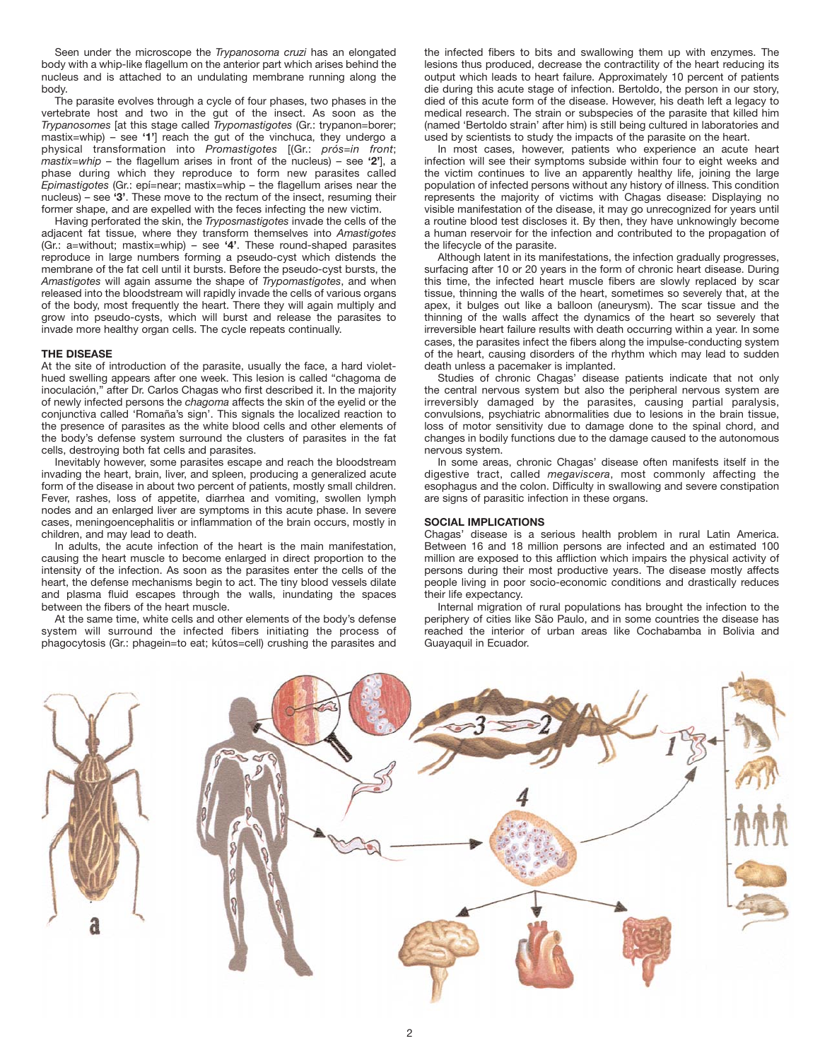Seen under the microscope the *Trypanosoma cruzi* has an elongated body with a whip-like flagellum on the anterior part which arises behind the nucleus and is attached to an undulating membrane running along the body.

The parasite evolves through a cycle of four phases, two phases in the vertebrate host and two in the gut of the insect. As soon as the *Trypanosomes* [at this stage called *Trypomastigotes* (Gr.: trypanon=borer; mastix=whip) – see **'1'**] reach the gut of the vinchuca, they undergo a physical transformation into *Promastigotes* [(Gr.: *prós=in front*; *mastix=whip* – the flagellum arises in front of the nucleus) – see **'2'**], a phase during which they reproduce to form new parasites called *Epimastigotes* (Gr.: epí=near; mastix=whip – the flagellum arises near the nucleus) – see **'3'**. These move to the rectum of the insect, resuming their former shape, and are expelled with the feces infecting the new victim.

Having perforated the skin, the *Tryposmastigotes* invade the cells of the adjacent fat tissue, where they transform themselves into *Amastigotes* (Gr.: a=without; mastix=whip) – see **'4'**. These round-shaped parasites reproduce in large numbers forming a pseudo-cyst which distends the membrane of the fat cell until it bursts. Before the pseudo-cyst bursts, the *Amastigotes* will again assume the shape of *Trypomastigotes*, and when released into the bloodstream will rapidly invade the cells of various organs of the body, most frequently the heart. There they will again multiply and grow into pseudo-cysts, which will burst and release the parasites to invade more healthy organ cells. The cycle repeats continually.

## THE DISEASE

At the site of introduction of the parasite, usually the face, a hard violet-hued swelling appears after one week. This lesion is called "chagoma de inoculación," after Dr. Carlos Chagas who first described it. In the majority of newly infected persons the *chagoma* affects the skin of the eyelid or the conjunctiva called 'Romaña's sign'. This signals the localized reaction to the presence of parasites as the white blood cells and other elements of the body's defense system surround the clusters of parasites in the fat cells, destroying both fat cells and parasites.

Inevitably however, some parasites escape and reach the bloodstream invading the heart, brain, liver, and spleen, producing a generalized acute form of the disease in about two percent of patients, mostly small children. Fever, rashes, loss of appetite, diarrhea and vomiting, swollen lymph nodes and an enlarged liver are symptoms in this acute phase. In severe cases, meningoencephalitis or inflammation of the brain occurs, mostly in children, and may lead to death.

In adults, the acute infection of the heart is the main manifestation, causing the heart muscle to become enlarged in direct proportion to the intensity of the infection. As soon as the parasites enter the cells of the heart, the defense mechanisms begin to act. The tiny blood vessels dilate and plasma fluid escapes through the walls, inundating the spaces between the fibers of the heart muscle.

At the same time, white cells and other elements of the body's defense system will surround the infected fibers initiating the process of phagocytosis (Gr.: phagein=to eat; kútos=cell) crushing the parasites and the infected fibers to bits and swallowing them up with enzymes. The lesions thus produced, decrease the contractility of the heart reducing its output which leads to heart failure. Approximately 10 percent of patients die during this acute stage of infection. Bertoldo, the person in our story, died of this acute form of the disease. However, his death left a legacy to medical research. The strain or subspecies of the parasite that killed him (named 'Bertoldo strain' after him) is still being cultured in laboratories and used by scientists to study the impacts of the parasite on the heart.

In most cases, however, patients who experience an acute heart infection will see their symptoms subside within four to eight weeks and the victim continues to live an apparently healthy life, joining the large population of infected persons without any history of illness. This condition represents the majority of victims with Chagas disease: Displaying no visible manifestation of the disease, it may go unrecognized for years until a routine blood test discloses it. By then, they have unknowingly become a human reservoir for the infection and contributed to the propagation of the lifecycle of the parasite.

Although latent in its manifestations, the infection gradually progresses, surfacing after 10 or 20 years in the form of chronic heart disease. During this time, the infected heart muscle fibers are slowly replaced by scar tissue, thinning the walls of the heart, sometimes so severely that, at the apex, it bulges out like a balloon (aneurysm). The scar tissue and the thinning of the walls affect the dynamics of the heart so severely that irreversible heart failure results with death occurring within a year. In some cases, the parasites infect the fibers along the impulse-conducting system of the heart, causing disorders of the rhythm which may lead to sudden death unless a pacemaker is implanted.

Studies of chronic Chagas' disease patients indicate that not only the central nervous system but also the peripheral nervous system are irreversibly damaged by the parasites, causing partial paralysis, convulsions, psychiatric abnormalities due to lesions in the brain tissue, loss of motor sensitivity due to damage done to the spinal chord, and changes in bodily functions due to the damage caused to the autonomous nervous system.

In some areas, chronic Chagas' disease often manifests itself in the digestive tract, called *megaviscera*, most commonly affecting the esophagus and the colon. Difficulty in swallowing and severe constipation are signs of parasitic infection in these organs.

## SOCIAL IMPLICATIONS

Chagas' disease is a serious health problem in rural Latin America. Between 16 and 18 million persons are infected and an estimated 100 million are exposed to this affliction which impairs the physical activity of persons during their most productive years. The disease mostly affects people living in poor socio-economic conditions and drastically reduces their life expectancy.

Internal migration of rural populations has brought the infection to the periphery of cities like São Paulo, and in some countries the disease has reached the interior of urban areas like Cochabamba in Bolivia and Guayaquil in Ecuador.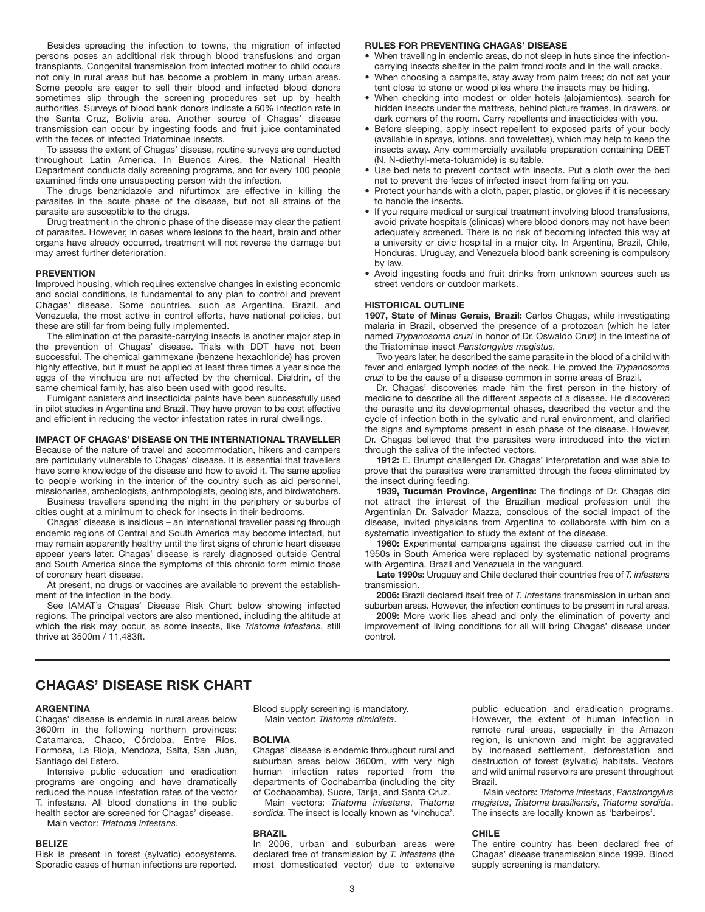Besides spreading the infection to towns, the migration of infected persons poses an additional risk through blood transfusions and organ transplants. Congenital transmission from infected mother to child occurs not only in rural areas but has become a problem in many urban areas. Some people are eager to sell their blood and infected blood donors sometimes slip through the screening procedures set up by health authorities. Surveys of blood bank donors indicate a 60% infection rate in the Santa Cruz, Bolivia area. Another source of Chagas' disease transmission can occur by ingesting foods and fruit juice contaminated with the feces of infected Triatominae insects.

To assess the extent of Chagas' disease, routine surveys are conducted throughout Latin America. In Buenos Aires, the National Health Department conducts daily screening programs, and for every 100 people examined finds one unsuspecting person with the infection.

The drugs benznidazole and nifurtimox are effective in killing the parasites in the acute phase of the disease, but not all strains of the parasite are susceptible to the drugs.

Drug treatment in the chronic phase of the disease may clear the patient of parasites. However, in cases where lesions to the heart, brain and other organs have already occurred, treatment will not reverse the damage but may arrest further deterioration.

## PREVENTION

Improved housing, which requires extensive changes in existing economic and social conditions, is fundamental to any plan to control and prevent Chagas' disease. Some countries, such as Argentina, Brazil, and Venezuela, the most active in control efforts, have national policies, but these are still far from being fully implemented.

The elimination of the parasite-carrying insects is another major step in the prevention of Chagas' disease. Trials with DDT have not been successful. The chemical gammexane (benzene hexachloride) has proven highly effective, but it must be applied at least three times a year since the eggs of the vinchuca are not affected by the chemical. Dieldrin, of the same chemical family, has also been used with good results.

Fumigant canisters and insecticidal paints have been successfully used in pilot studies in Argentina and Brazil. They have proven to be cost effective and efficient in reducing the vector infestation rates in rural dwellings.

## IMPACT OF CHAGAS' DISEASE ON THE INTERNATIONAL TRAVELLER

Because of the nature of travel and accommodation, hikers and campers are particularly vulnerable to Chagas' disease. It is essential that travellers have some knowledge of the disease and how to avoid it. The same applies to people working in the interior of the country such as aid personnel, missionaries, archeologists, anthropologists, geologists, and birdwatchers.

Business travellers spending the night in the periphery or suburbs of cities ought at a minimum to check for insects in their bedrooms.

Chagas' disease is insidious – an international traveller passing through endemic regions of Central and South America may become infected, but may remain apparently healthy until the first signs of chronic heart disease appear years later. Chagas' disease is rarely diagnosed outside Central and South America since the symptoms of this chronic form mimic those of coronary heart disease.

At present, no drugs or vaccines are available to prevent the establishment of the infection in the body.

See IAMAT's Chagas' Disease Risk Chart below showing infected regions. The principal vectors are also mentioned, including the altitude at which the risk may occur, as some insects, like *Triatoma infestans*, still thrive at 3500m / 11,483ft.

## RULES FOR PREVENTING CHAGAS' DISEASE

- When travelling in endemic areas, do not sleep in huts since the infection-carrying insects shelter in the palm frond roofs and in the wall cracks.
- When choosing a campsite, stay away from palm trees; do not set your tent close to stone or wood piles where the insects may be hiding.
- When checking into modest or older hotels (alojamientos), search for hidden insects under the mattress, behind picture frames, in drawers, or dark corners of the room. Carry repellents and insecticides with you.
- Before sleeping, apply insect repellent to exposed parts of your body (available in sprays, lotions, and towelettes), which may help to keep the insects away. Any commercially available preparation containing DEET (N, N-diethyl-meta-toluamide) is suitable.
- Use bed nets to prevent contact with insects. Put a cloth over the bed net to prevent the feces of infected insect from falling on you.
- Protect your hands with a cloth, paper, plastic, or gloves if it is necessary to handle the insects.
- If you require medical or surgical treatment involving blood transfusions, avoid private hospitals (clinicas) where blood donors may not have been adequately screened. There is no risk of becoming infected this way at a university or civic hospital in a major city. In Argentina, Brazil, Chile, Honduras, Uruguay, and Venezuela blood bank screening is compulsory by law.
- Avoid ingesting foods and fruit drinks from unknown sources such as street vendors or outdoor markets.

## HISTORICAL OUTLINE

**1907, State of Minas Gerais, Brazil:** Carlos Chagas, while investigating malaria in Brazil, observed the presence of a protozoan (which he later named *Trypanosoma cruzi* in honor of Dr. Oswaldo Cruz) in the intestine of the Triatominae insect *Panstongylus megistus.*

Two years later, he described the same parasite in the blood of a child with fever and enlarged lymph nodes of the neck. He proved the *Trypanosoma cruzi* to be the cause of a disease common in some areas of Brazil.

Dr. Chagas' discoveries made him the first person in the history of medicine to describe all the different aspects of a disease. He discovered the parasite and its developmental phases, described the vector and the cycle of infection both in the sylvatic and rural environment, and clarified the signs and symptoms present in each phase of the disease. However, Dr. Chagas believed that the parasites were introduced into the victim through the saliva of the infected vectors.

**1912:** E. Brumpt challenged Dr. Chagas' interpretation and was able to prove that the parasites were transmitted through the feces eliminated by the insect during feeding.

**1939, Tucumán Province, Argentina:** The findings of Dr. Chagas did not attract the interest of the Brazilian medical profession until the Argentinian Dr. Salvador Mazza, conscious of the social impact of the disease, invited physicians from Argentina to collaborate with him on a systematic investigation to study the extent of the disease.

**1960:** Experimental campaigns against the disease carried out in the 1950s in South America were replaced by systematic national programs with Argentina, Brazil and Venezuela in the vanguard.

**Late 1990s:** Uruguay and Chile declared their countries free of *T. infestans* transmission.

**2006:** Brazil declared itself free of *T. infestans* transmission in urban and suburban areas. However, the infection continues to be present in rural areas.

**2009:** More work lies ahead and only the elimination of poverty and improvement of living conditions for all will bring Chagas' disease under control.

# CHAGAS' DISEASE RISK CHART

### ARGENTINA

Chagas' disease is endemic in rural areas below 3600m in the following northern provinces: Catamarca, Chaco, Córdoba, Entre Ríos, Formosa, La Rioja, Mendoza, Salta, San Juán, Santiago del Estero.

Intensive public education and eradication programs are ongoing and have dramatically reduced the house infestation rates of the vector T. infestans. All blood donations in the public health sector are screened for Chagas' disease.

Main vector: *Triatoma infestans*.

### BELIZE

Risk is present in forest (sylvatic) ecosystems. Sporadic cases of human infections are reported. Blood supply screening is mandatory.

Main vector: *Triatoma dimidiata*.

### BOLIVIA

Chagas' disease is endemic throughout rural and suburban areas below 3600m, with very high human infection rates reported from the departments of Cochabamba (including the city of Cochabamba), Sucre, Tarija, and Santa Cruz.

Main vectors: *Triatoma infestans*, *Triatoma sordida*. The insect is locally known as 'vinchuca'.

### BRAZIL

In 2006, urban and suburban areas were declared free of transmission by *T. infestans* (the most domesticated vector) due to extensive public education and eradication programs. However, the extent of human infection in remote rural areas, especially in the Amazon region, is unknown and might be aggravated by increased settlement, deforestation and destruction of forest (sylvatic) habitats. Vectors and wild animal reservoirs are present throughout Brazil.

Main vectors: *Triatoma infestans*, *Panstrongylus megistus*, *Triatoma brasiliensis*, *Triatoma sordida*. The insects are locally known as 'barbeiros'.

### CHILE

The entire country has been declared free of Chagas' disease transmission since 1999. Blood supply screening is mandatory.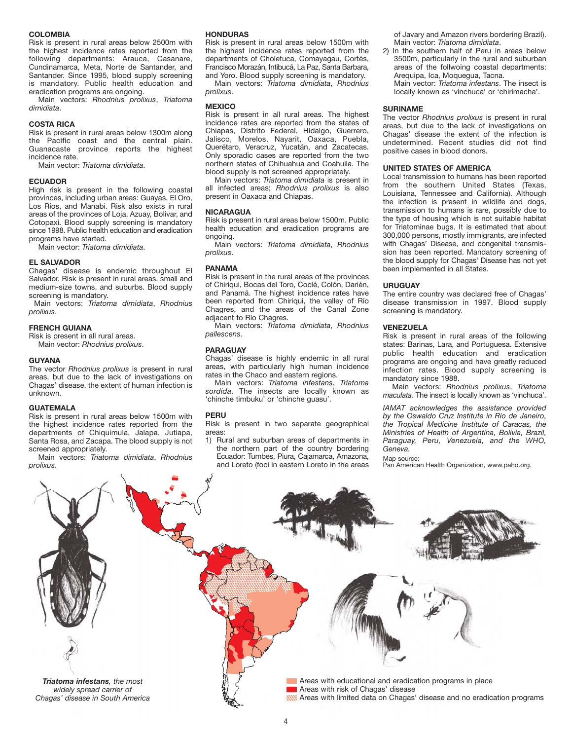## COLOMBIA

Risk is present in rural areas below 2500m with the highest incidence rates reported from the following departments: Arauca, Casanare, Cundinamarca, Meta, Norte de Santander, and Santander. Since 1995, blood supply screening is mandatory. Public health education and eradication programs are ongoing.

Main vectors: *Rhodnius prolixus*, *Triatoma dimidiata*.

## COSTA RICA

Risk is present in rural areas below 1300m along the Pacific coast and the central plain. Guanacaste province reports the highest incidence rate.

Main vector: *Triatoma dimidiata*.

## ECUADOR

High risk is present in the following coastal provinces, including urban areas: Guayas, El Oro, Los Ríos, and Manabi. Risk also exists in rural areas of the provinces of Loja, Azuay, Bolivar, and Cotopaxi. Blood supply screening is mandatory since 1998. Public health education and eradication programs have started.

Main vector: *Triatoma dimidiata*.

## EL SALVADOR

Chagas' disease is endemic throughout El Salvador. Risk is present in rural areas, small and medium-size towns, and suburbs. Blood supply screening is mandatory.

Main vectors: *Triatoma dimidiata*, *Rhodnius prolixus*.

## FRENCH GUIANA

Risk is present in all rural areas.

Main vector: *Rhodnius prolixus*.

## GUYANA

The vector *Rhodnius prolixus* is present in rural areas, but due to the lack of investigations on Chagas' disease, the extent of human infection is unknown.

## GUATEMALA

Risk is present in rural areas below 1500m with the highest incidence rates reported from the departments of Chiquimula, Jalapa, Jutiapa, Santa Rosa, and Zacapa. The blood supply is not screened appropriately.

Main vectors: *Triatoma dimidiata*, *Rhodnius prolixus*.

## HONDURAS

Risk is present in rural areas below 1500m with the highest incidence rates reported from the departments of Choletuca, Comayagau, Cortés, Francisco Morazán, Intibucá, La Paz, Santa Barbara, and Yoro. Blood supply screening is mandatory.

Main vectors: *Triatoma dimidiata*, *Rhodnius prolixus*.

## MEXICO

Risk is present in all rural areas. The highest incidence rates are reported from the states of Chiapas, Distrito Federal, Hidalgo, Guerrero, Jalisco, Morelos, Nayarit, Oaxaca, Puebla, Querétaro, Veracruz, Yucatán, and Zacatecas. Only sporadic cases are reported from the two northern states of Chihuahua and Coahuila. The blood supply is not screened appropriately.

Main vectors: *Triatoma dimidiata* is present in all infected areas; *Rhodnius prolixus* is also present in Oaxaca and Chiapas.

## NICARAGUA

Risk is present in rural areas below 1500m. Public health education and eradication programs are ongoing.

Main vectors: *Triatoma dimidiata*, *Rhodnius prolixus*.

## PANAMA

Risk is present in the rural areas of the provinces of Chiriqui, Bocas del Toro, Coclé, Colón, Darién, and Panamá. The highest incidence rates have been reported from Chiriqui, the valley of Río Chagres, and the areas of the Canal Zone adjacent to Río Chagres.

Main vectors: *Triatoma dimidiata*, *Rhodnius pallescens*.

## PARAGUAY

Chagas' disease is highly endemic in all rural areas, with particularly high human incidence rates in the Chaco and eastern regions.

Main vectors: *Triatoma infestans*, *Triatoma sordida*. The insects are locally known as 'chinche timbuku' or 'chinche guasu'.

## PERU

Risk is present in two separate geographical areas:

1) Rural and suburban areas of departments in the northern part of the country bordering Ecuador: Tumbes, Piura, Cajamarca, Amazona, and Loreto (foci in eastern Loreto in the areas of Javary and Amazon rivers bordering Brazil). Main vector: *Triatoma dimidiata*.
2) In the southern half of Peru in areas below 3500m, particularly in the rural and suburban areas of the follwoing coastal departments: Arequipa, Ica, Moquegua, Tacna. Main vector: *Triatoma infestans*. The insect is locally known as 'vinchuca' or 'chirimacha'.

## SURINAME

The vector *Rhodnius prolixus* is present in rural areas, but due to the lack of investigations on Chagas' disease the extent of the infection is undetermined. Recent studies did not find positive cases in blood donors.

## UNITED STATES OF AMERICA

Local transmission to humans has been reported from the southern United States (Texas, Louisiana, Tennessee and California). Although the infection is present in wildlife and dogs, transmission to humans is rare, possibly due to the type of housing which is not suitable habitat for Triatominae bugs. It is estimated that about 300,000 persons, mostly immigrants, are infected with Chagas' Disease, and congenital transmission has been reported. Mandatory screening of the blood supply for Chagas' Disease has not yet been implemented in all States.

## URUGUAY

The entire country was declared free of Chagas' disease transmission in 1997. Blood supply screening is mandatory.

## VENEZUELA

Risk is present in rural areas of the following states: Barinas, Lara, and Portuguesa. Extensive public health education and eradication programs are ongoing and have greatly reduced infection rates. Blood supply screening is mandatory since 1988.

Main vectors: *Rhodnius prolixus*, *Triatoma maculata*. The insect is locally known as 'vinchuca'.

*IAMAT acknowledges the assistance provided by the Oswaldo Cruz Institute in Rio de Janeiro, the Tropical Medicine Institute of Caracas, the Ministries of Health of Argentina, Bolivia, Brazil, Paraguay, Peru, Venezuela, and the WHO, Geneva.*

Map source:
Pan American Health Organization, www.paho.org.

***Triatoma infestans**, the most widely spread carrier of Chagas' disease in South America*

Areas with educational and eradication programs in place
Areas with risk of Chagas' disease
Areas with limited data on Chagas' disease and no eradication programs